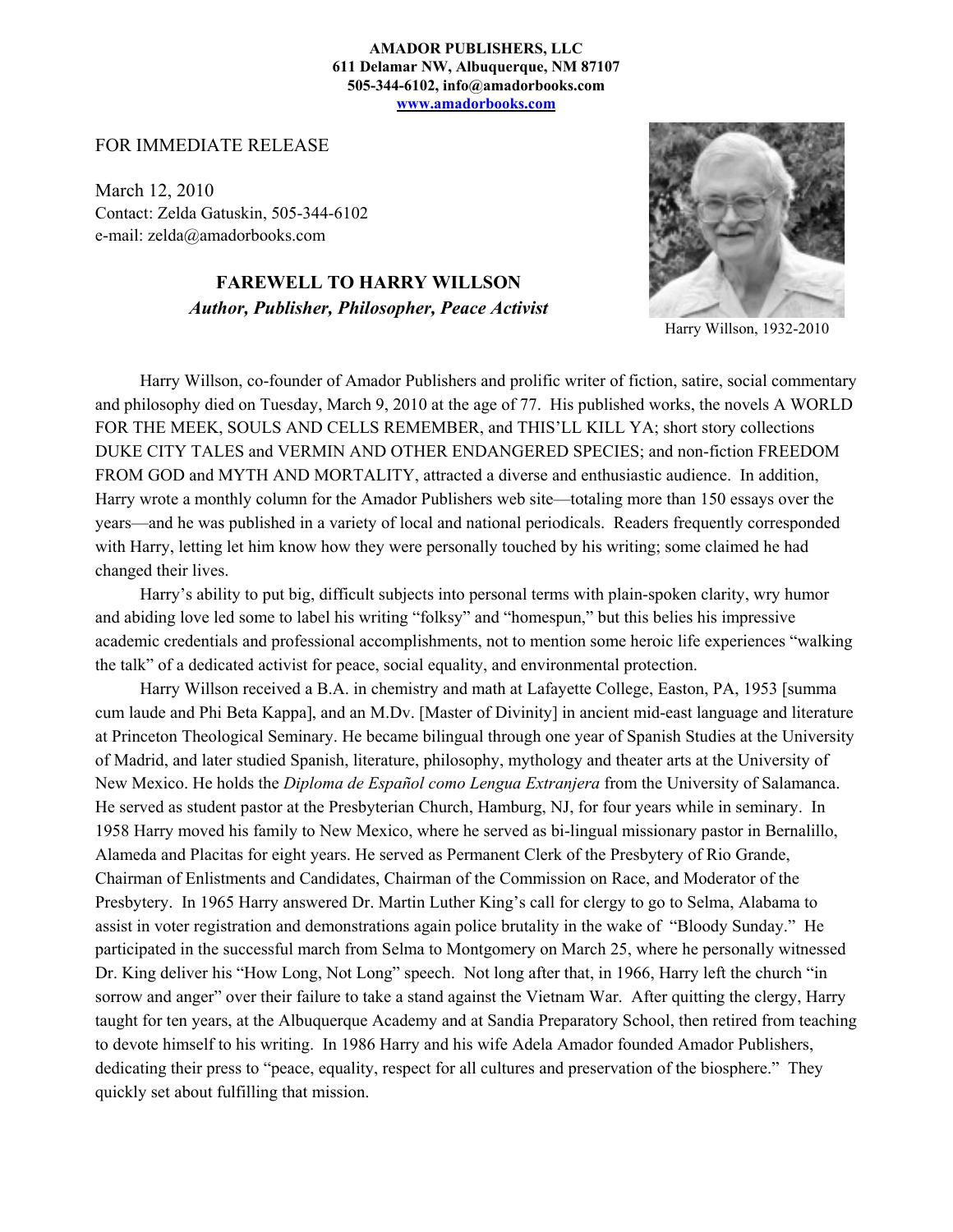**AMADOR PUBLISHERS, LLC**
**611 Delamar NW, Albuquerque, NM 87107**
**505-344-6102, info@amadorbooks.com**
**[www.amadorbooks.com](http://www.amadorbooks.com)**

FOR IMMEDIATE RELEASE

March 12, 2010
Contact: Zelda Gatuskin, 505-344-6102
e-mail: zelda@amadorbooks.com

## FAREWELL TO HARRY WILLSON

***Author, Publisher, Philosopher, Peace Activist***

Harry Willson, 1932-2010

Harry Willson, co-founder of Amador Publishers and prolific writer of fiction, satire, social commentary and philosophy died on Tuesday, March 9, 2010 at the age of 77. His published works, the novels A WORLD FOR THE MEEK, SOULS AND CELLS REMEMBER, and THIS'LL KILL YA; short story collections DUKE CITY TALES and VERMIN AND OTHER ENDANGERED SPECIES; and non-fiction FREEDOM FROM GOD and MYTH AND MORTALITY, attracted a diverse and enthusiastic audience. In addition, Harry wrote a monthly column for the Amador Publishers web site—totaling more than 150 essays over the years—and he was published in a variety of local and national periodicals. Readers frequently corresponded with Harry, letting let him know how they were personally touched by his writing; some claimed he had changed their lives.

Harry's ability to put big, difficult subjects into personal terms with plain-spoken clarity, wry humor and abiding love led some to label his writing "folksy" and "homespun," but this belies his impressive academic credentials and professional accomplishments, not to mention some heroic life experiences "walking the talk" of a dedicated activist for peace, social equality, and environmental protection.

Harry Willson received a B.A. in chemistry and math at Lafayette College, Easton, PA, 1953 [summa cum laude and Phi Beta Kappa], and an M.Dv. [Master of Divinity] in ancient mid-east language and literature at Princeton Theological Seminary. He became bilingual through one year of Spanish Studies at the University of Madrid, and later studied Spanish, literature, philosophy, mythology and theater arts at the University of New Mexico. He holds the *Diploma de Español como Lengua Extranjera* from the University of Salamanca. He served as student pastor at the Presbyterian Church, Hamburg, NJ, for four years while in seminary. In 1958 Harry moved his family to New Mexico, where he served as bi-lingual missionary pastor in Bernalillo, Alameda and Placitas for eight years. He served as Permanent Clerk of the Presbytery of Rio Grande, Chairman of Enlistments and Candidates, Chairman of the Commission on Race, and Moderator of the Presbytery. In 1965 Harry answered Dr. Martin Luther King's call for clergy to go to Selma, Alabama to assist in voter registration and demonstrations again police brutality in the wake of "Bloody Sunday." He participated in the successful march from Selma to Montgomery on March 25, where he personally witnessed Dr. King deliver his "How Long, Not Long" speech. Not long after that, in 1966, Harry left the church "in sorrow and anger" over their failure to take a stand against the Vietnam War. After quitting the clergy, Harry taught for ten years, at the Albuquerque Academy and at Sandia Preparatory School, then retired from teaching to devote himself to his writing. In 1986 Harry and his wife Adela Amador founded Amador Publishers, dedicating their press to "peace, equality, respect for all cultures and preservation of the biosphere." They quickly set about fulfilling that mission.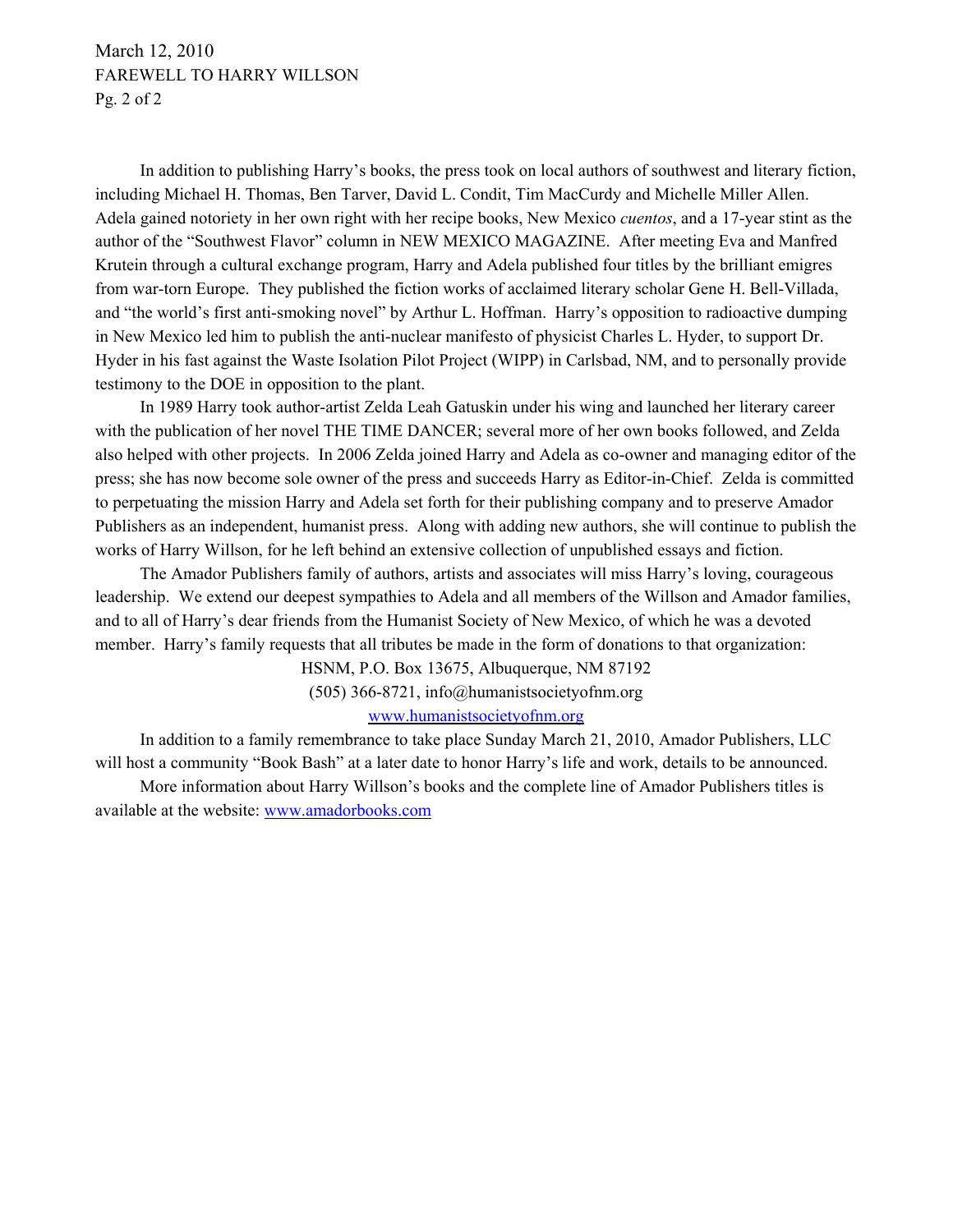In addition to publishing Harry's books, the press took on local authors of southwest and literary fiction, including Michael H. Thomas, Ben Tarver, David L. Condit, Tim MacCurdy and Michelle Miller Allen. Adela gained notoriety in her own right with her recipe books, New Mexico *cuentos*, and a 17-year stint as the author of the "Southwest Flavor" column in NEW MEXICO MAGAZINE. After meeting Eva and Manfred Krutein through a cultural exchange program, Harry and Adela published four titles by the brilliant emigres from war-torn Europe. They published the fiction works of acclaimed literary scholar Gene H. Bell-Villada, and "the world's first anti-smoking novel" by Arthur L. Hoffman. Harry's opposition to radioactive dumping in New Mexico led him to publish the anti-nuclear manifesto of physicist Charles L. Hyder, to support Dr. Hyder in his fast against the Waste Isolation Pilot Project (WIPP) in Carlsbad, NM, and to personally provide testimony to the DOE in opposition to the plant.

In 1989 Harry took author-artist Zelda Leah Gatuskin under his wing and launched her literary career with the publication of her novel THE TIME DANCER; several more of her own books followed, and Zelda also helped with other projects. In 2006 Zelda joined Harry and Adela as co-owner and managing editor of the press; she has now become sole owner of the press and succeeds Harry as Editor-in-Chief. Zelda is committed to perpetuating the mission Harry and Adela set forth for their publishing company and to preserve Amador Publishers as an independent, humanist press. Along with adding new authors, she will continue to publish the works of Harry Willson, for he left behind an extensive collection of unpublished essays and fiction.

The Amador Publishers family of authors, artists and associates will miss Harry's loving, courageous leadership. We extend our deepest sympathies to Adela and all members of the Willson and Amador families, and to all of Harry's dear friends from the Humanist Society of New Mexico, of which he was a devoted member. Harry's family requests that all tributes be made in the form of donations to that organization:

HSNM, P.O. Box 13675, Albuquerque, NM 87192
(505) 366-8721, info@humanistsocietyofnm.org
www.humanistsocietyofnm.org

In addition to a family remembrance to take place Sunday March 21, 2010, Amador Publishers, LLC will host a community "Book Bash" at a later date to honor Harry's life and work, details to be announced.

More information about Harry Willson's books and the complete line of Amador Publishers titles is available at the website: www.amadorbooks.com